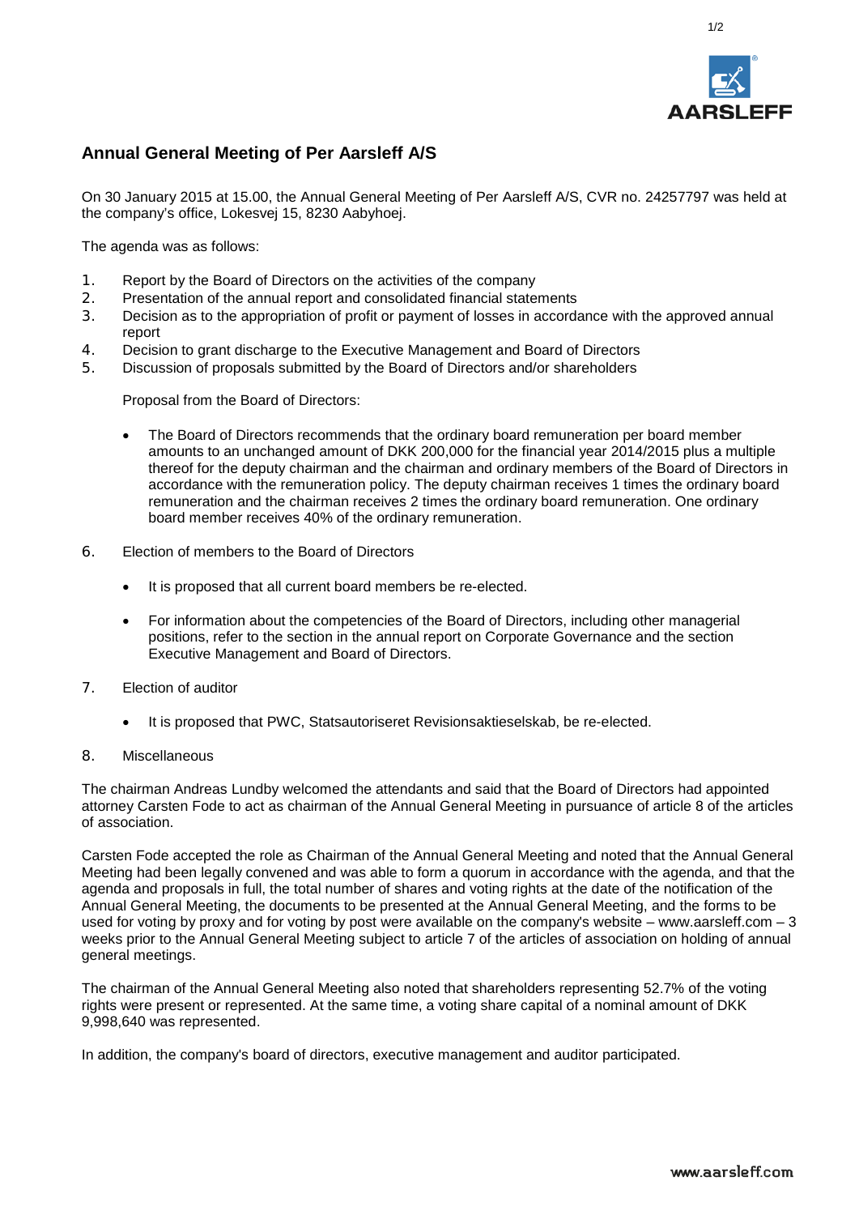## Annual General Meeting of Per Aarsleff A/S

On 30 January 2015 at 15.00, the Annual General Meeting of Per Aarsleff A/S, CVR no. 24257797 was held at the company's office, Lokesvej 15, 8230 Aabyhoej.

The agenda was as follows:

1. Report by the Board of Directors on the activities of the company
2. Presentation of the annual report and consolidated financial statements
3. Decision as to the appropriation of profit or payment of losses in accordance with the approved annual report
4. Decision to grant discharge to the Executive Management and Board of Directors
5. Discussion of proposals submitted by the Board of Directors and/or shareholders

   Proposal from the Board of Directors:

   - The Board of Directors recommends that the ordinary board remuneration per board member amounts to an unchanged amount of DKK 200,000 for the financial year 2014/2015 plus a multiple thereof for the deputy chairman and the chairman and ordinary members of the Board of Directors in accordance with the remuneration policy. The deputy chairman receives 1 times the ordinary board remuneration and the chairman receives 2 times the ordinary board remuneration. One ordinary board member receives 40% of the ordinary remuneration.

6. Election of members to the Board of Directors

   - It is proposed that all current board members be re-elected.
   - For information about the competencies of the Board of Directors, including other managerial positions, refer to the section in the annual report on Corporate Governance and the section Executive Management and Board of Directors.

7. Election of auditor

   - It is proposed that PWC, Statsautoriseret Revisionsaktieselskab, be re-elected.

8. Miscellaneous

The chairman Andreas Lundby welcomed the attendants and said that the Board of Directors had appointed attorney Carsten Fode to act as chairman of the Annual General Meeting in pursuance of article 8 of the articles of association.

Carsten Fode accepted the role as Chairman of the Annual General Meeting and noted that the Annual General Meeting had been legally convened and was able to form a quorum in accordance with the agenda, and that the agenda and proposals in full, the total number of shares and voting rights at the date of the notification of the Annual General Meeting, the documents to be presented at the Annual General Meeting, and the forms to be used for voting by proxy and for voting by post were available on the company's website – www.aarsleff.com – 3 weeks prior to the Annual General Meeting subject to article 7 of the articles of association on holding of annual general meetings.

The chairman of the Annual General Meeting also noted that shareholders representing 52.7% of the voting rights were present or represented. At the same time, a voting share capital of a nominal amount of DKK 9,998,640 was represented.

In addition, the company's board of directors, executive management and auditor participated.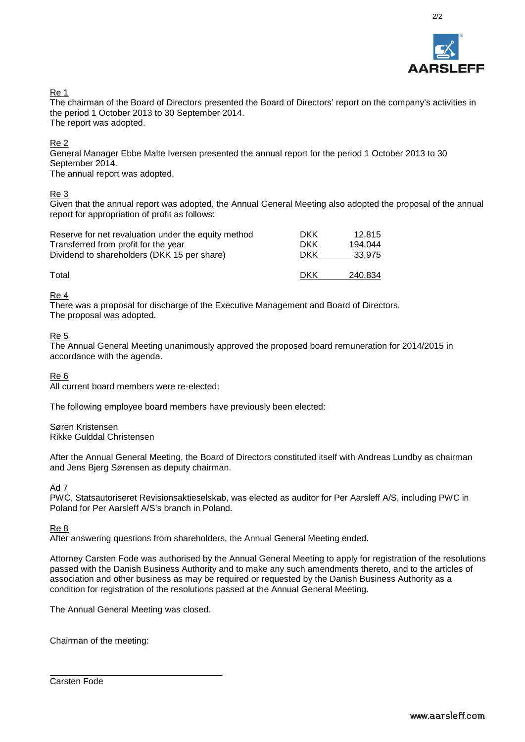Re 1

The chairman of the Board of Directors presented the Board of Directors' report on the company's activities in the period 1 October 2013 to 30 September 2014.
The report was adopted.

Re 2

General Manager Ebbe Malte Iversen presented the annual report for the period 1 October 2013 to 30 September 2014.
The annual report was adopted.

Re 3

Given that the annual report was adopted, the Annual General Meeting also adopted the proposal of the annual report for appropriation of profit as follows:

| | | |
|---|---|---|
| Reserve for net revaluation under the equity method | DKK | 12,815 |
| Transferred from profit for the year | DKK | 194,044 |
| Dividend to shareholders (DKK 15 per share) | DKK | 33,975 |
| Total | DKK | 240,834 |

Re 4

There was a proposal for discharge of the Executive Management and Board of Directors.
The proposal was adopted.

Re 5

The Annual General Meeting unanimously approved the proposed board remuneration for 2014/2015 in accordance with the agenda.

Re 6

All current board members were re-elected:

The following employee board members have previously been elected:

Søren Kristensen
Rikke Gulddal Christensen

After the Annual General Meeting, the Board of Directors constituted itself with Andreas Lundby as chairman and Jens Bjerg Sørensen as deputy chairman.

Ad 7

PWC, Statsautoriseret Revisionsaktieselskab, was elected as auditor for Per Aarsleff A/S, including PWC in Poland for Per Aarsleff A/S's branch in Poland.

Re 8

After answering questions from shareholders, the Annual General Meeting ended.

Attorney Carsten Fode was authorised by the Annual General Meeting to apply for registration of the resolutions passed with the Danish Business Authority and to make any such amendments thereto, and to the articles of association and other business as may be required or requested by the Danish Business Authority as a condition for registration of the resolutions passed at the Annual General Meeting.

The Annual General Meeting was closed.

Chairman of the meeting:

Carsten Fode